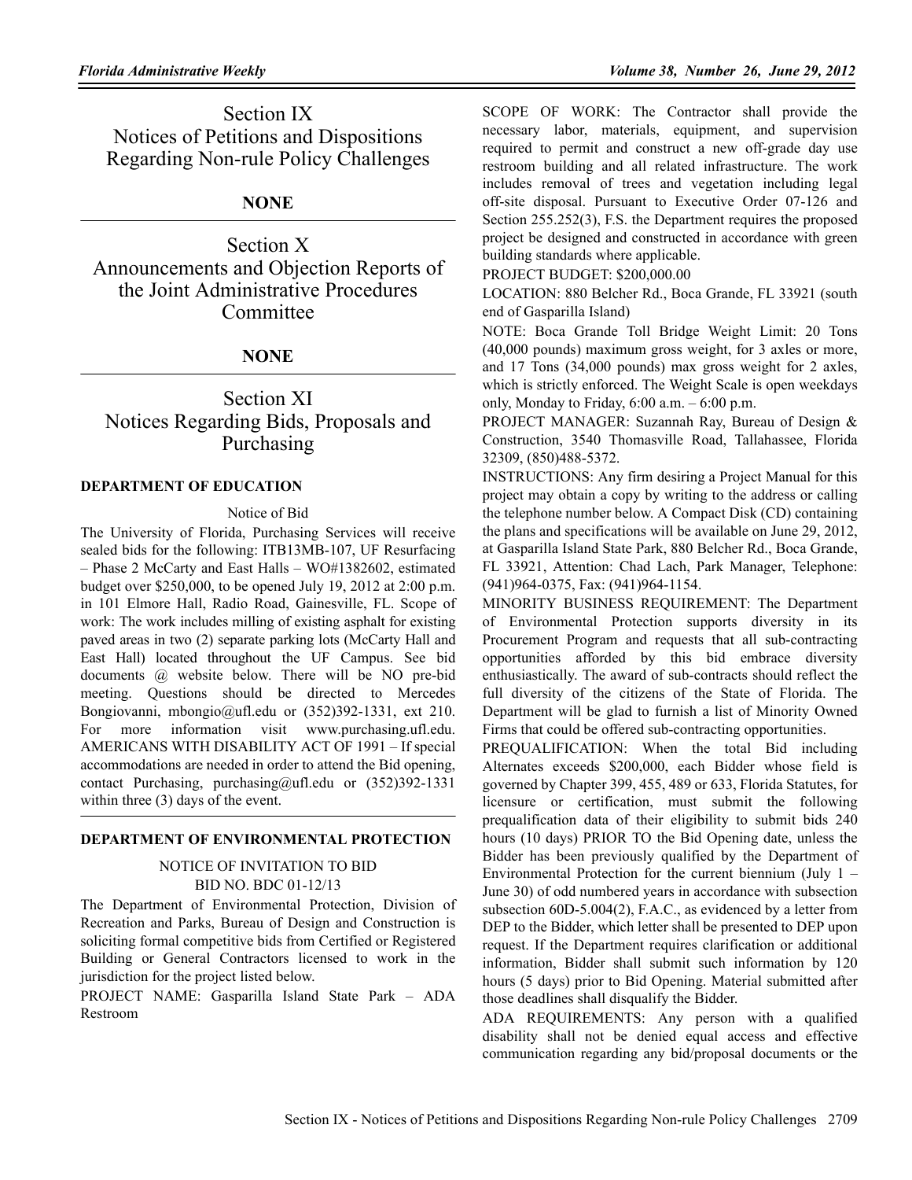# Section IX
# Notices of Petitions and Dispositions Regarding Non-rule Policy Challenges

**NONE**

# Section X
# Announcements and Objection Reports of the Joint Administrative Procedures Committee

**NONE**

# Section XI
# Notices Regarding Bids, Proposals and Purchasing

### DEPARTMENT OF EDUCATION

Notice of Bid

The University of Florida, Purchasing Services will receive sealed bids for the following: ITB13MB-107, UF Resurfacing – Phase 2 McCarty and East Halls – WO#1382602, estimated budget over $250,000, to be opened July 19, 2012 at 2:00 p.m. in 101 Elmore Hall, Radio Road, Gainesville, FL. Scope of work: The work includes milling of existing asphalt for existing paved areas in two (2) separate parking lots (McCarty Hall and East Hall) located throughout the UF Campus. See bid documents @ website below. There will be NO pre-bid meeting. Questions should be directed to Mercedes Bongiovanni, mbongio@ufl.edu or (352)392-1331, ext 210. For more information visit www.purchasing.ufl.edu. AMERICANS WITH DISABILITY ACT OF 1991 – If special accommodations are needed in order to attend the Bid opening, contact Purchasing, purchasing@ufl.edu or (352)392-1331 within three (3) days of the event.

### DEPARTMENT OF ENVIRONMENTAL PROTECTION

NOTICE OF INVITATION TO BID
BID NO. BDC 01-12/13

The Department of Environmental Protection, Division of Recreation and Parks, Bureau of Design and Construction is soliciting formal competitive bids from Certified or Registered Building or General Contractors licensed to work in the jurisdiction for the project listed below.

PROJECT NAME: Gasparilla Island State Park – ADA Restroom

SCOPE OF WORK: The Contractor shall provide the necessary labor, materials, equipment, and supervision required to permit and construct a new off-grade day use restroom building and all related infrastructure. The work includes removal of trees and vegetation including legal off-site disposal. Pursuant to Executive Order 07-126 and Section 255.252(3), F.S. the Department requires the proposed project be designed and constructed in accordance with green building standards where applicable.

PROJECT BUDGET: $200,000.00

LOCATION: 880 Belcher Rd., Boca Grande, FL 33921 (south end of Gasparilla Island)

NOTE: Boca Grande Toll Bridge Weight Limit: 20 Tons (40,000 pounds) maximum gross weight, for 3 axles or more, and 17 Tons (34,000 pounds) max gross weight for 2 axles, which is strictly enforced. The Weight Scale is open weekdays only, Monday to Friday, 6:00 a.m. – 6:00 p.m.

PROJECT MANAGER: Suzannah Ray, Bureau of Design & Construction, 3540 Thomasville Road, Tallahassee, Florida 32309, (850)488-5372.

INSTRUCTIONS: Any firm desiring a Project Manual for this project may obtain a copy by writing to the address or calling the telephone number below. A Compact Disk (CD) containing the plans and specifications will be available on June 29, 2012, at Gasparilla Island State Park, 880 Belcher Rd., Boca Grande, FL 33921, Attention: Chad Lach, Park Manager, Telephone: (941)964-0375, Fax: (941)964-1154.

MINORITY BUSINESS REQUIREMENT: The Department of Environmental Protection supports diversity in its Procurement Program and requests that all sub-contracting opportunities afforded by this bid embrace diversity enthusiastically. The award of sub-contracts should reflect the full diversity of the citizens of the State of Florida. The Department will be glad to furnish a list of Minority Owned Firms that could be offered sub-contracting opportunities.

PREQUALIFICATION: When the total Bid including Alternates exceeds $200,000, each Bidder whose field is governed by Chapter 399, 455, 489 or 633, Florida Statutes, for licensure or certification, must submit the following prequalification data of their eligibility to submit bids 240 hours (10 days) PRIOR TO the Bid Opening date, unless the Bidder has been previously qualified by the Department of Environmental Protection for the current biennium (July 1 – June 30) of odd numbered years in accordance with subsection subsection 60D-5.004(2), F.A.C., as evidenced by a letter from DEP to the Bidder, which letter shall be presented to DEP upon request. If the Department requires clarification or additional information, Bidder shall submit such information by 120 hours (5 days) prior to Bid Opening. Material submitted after those deadlines shall disqualify the Bidder.

ADA REQUIREMENTS: Any person with a qualified disability shall not be denied equal access and effective communication regarding any bid/proposal documents or the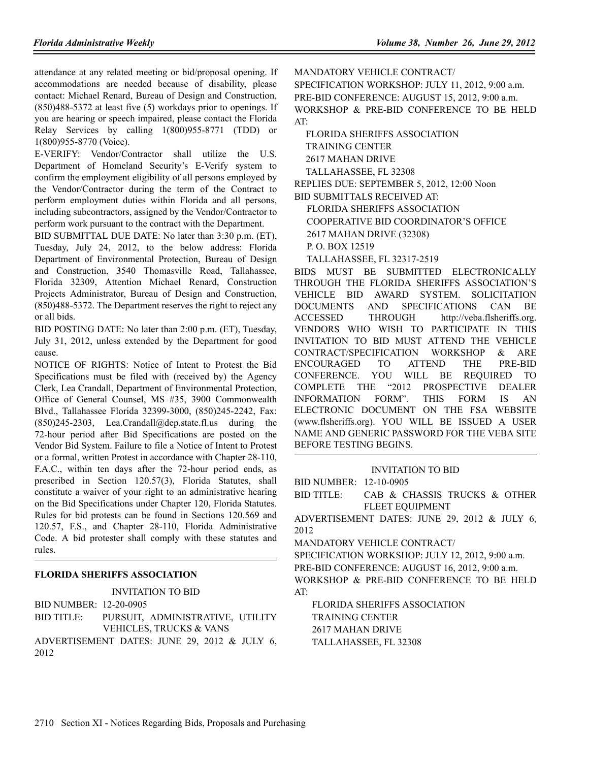attendance at any related meeting or bid/proposal opening. If accommodations are needed because of disability, please contact: Michael Renard, Bureau of Design and Construction, (850)488-5372 at least five (5) workdays prior to openings. If you are hearing or speech impaired, please contact the Florida Relay Services by calling 1(800)955-8771 (TDD) or 1(800)955-8770 (Voice).

E-VERIFY: Vendor/Contractor shall utilize the U.S. Department of Homeland Security's E-Verify system to confirm the employment eligibility of all persons employed by the Vendor/Contractor during the term of the Contract to perform employment duties within Florida and all persons, including subcontractors, assigned by the Vendor/Contractor to perform work pursuant to the contract with the Department.

BID SUBMITTAL DUE DATE: No later than 3:30 p.m. (ET), Tuesday, July 24, 2012, to the below address: Florida Department of Environmental Protection, Bureau of Design and Construction, 3540 Thomasville Road, Tallahassee, Florida 32309, Attention Michael Renard, Construction Projects Administrator, Bureau of Design and Construction, (850)488-5372. The Department reserves the right to reject any or all bids.

BID POSTING DATE: No later than 2:00 p.m. (ET), Tuesday, July 31, 2012, unless extended by the Department for good cause.

NOTICE OF RIGHTS: Notice of Intent to Protest the Bid Specifications must be filed with (received by) the Agency Clerk, Lea Crandall, Department of Environmental Protection, Office of General Counsel, MS #35, 3900 Commonwealth Blvd., Tallahassee Florida 32399-3000, (850)245-2242, Fax: (850)245-2303, Lea.Crandall@dep.state.fl.us during the 72-hour period after Bid Specifications are posted on the Vendor Bid System. Failure to file a Notice of Intent to Protest or a formal, written Protest in accordance with Chapter 28-110, F.A.C., within ten days after the 72-hour period ends, as prescribed in Section 120.57(3), Florida Statutes, shall constitute a waiver of your right to an administrative hearing on the Bid Specifications under Chapter 120, Florida Statutes. Rules for bid protests can be found in Sections 120.569 and 120.57, F.S., and Chapter 28-110, Florida Administrative Code. A bid protester shall comply with these statutes and rules.

## FLORIDA SHERIFFS ASSOCIATION

INVITATION TO BID

BID NUMBER: 12-20-0905

BID TITLE: PURSUIT, ADMINISTRATIVE, UTILITY VEHICLES, TRUCKS & VANS

ADVERTISEMENT DATES: JUNE 29, 2012 & JULY 6, 2012

MANDATORY VEHICLE CONTRACT/

SPECIFICATION WORKSHOP: JULY 11, 2012, 9:00 a.m.

PRE-BID CONFERENCE: AUGUST 15, 2012, 9:00 a.m.

WORKSHOP & PRE-BID CONFERENCE TO BE HELD AT:

FLORIDA SHERIFFS ASSOCIATION
TRAINING CENTER
2617 MAHAN DRIVE
TALLAHASSEE, FL 32308

REPLIES DUE: SEPTEMBER 5, 2012, 12:00 Noon

BID SUBMITTALS RECEIVED AT:

FLORIDA SHERIFFS ASSOCIATION
COOPERATIVE BID COORDINATOR'S OFFICE
2617 MAHAN DRIVE (32308)
P. O. BOX 12519
TALLAHASSEE, FL 32317-2519

BIDS MUST BE SUBMITTED ELECTRONICALLY THROUGH THE FLORIDA SHERIFFS ASSOCIATION'S VEHICLE BID AWARD SYSTEM. SOLICITATION DOCUMENTS AND SPECIFICATIONS CAN BE ACCESSED THROUGH http://veba.flsheriffs.org. VENDORS WHO WISH TO PARTICIPATE IN THIS INVITATION TO BID MUST ATTEND THE VEHICLE CONTRACT/SPECIFICATION WORKSHOP & ARE ENCOURAGED TO ATTEND THE PRE-BID CONFERENCE. YOU WILL BE REQUIRED TO COMPLETE THE "2012 PROSPECTIVE DEALER INFORMATION FORM". THIS FORM IS AN ELECTRONIC DOCUMENT ON THE FSA WEBSITE (www.flsheriffs.org). YOU WILL BE ISSUED A USER NAME AND GENERIC PASSWORD FOR THE VEBA SITE BEFORE TESTING BEGINS.

INVITATION TO BID

BID NUMBER: 12-10-0905

BID TITLE: CAB & CHASSIS TRUCKS & OTHER FLEET EQUIPMENT

ADVERTISEMENT DATES: JUNE 29, 2012 & JULY 6, 2012

MANDATORY VEHICLE CONTRACT/

SPECIFICATION WORKSHOP: JULY 12, 2012, 9:00 a.m.

PRE-BID CONFERENCE: AUGUST 16, 2012, 9:00 a.m.

WORKSHOP & PRE-BID CONFERENCE TO BE HELD AT:

FLORIDA SHERIFFS ASSOCIATION
TRAINING CENTER
2617 MAHAN DRIVE
TALLAHASSEE, FL 32308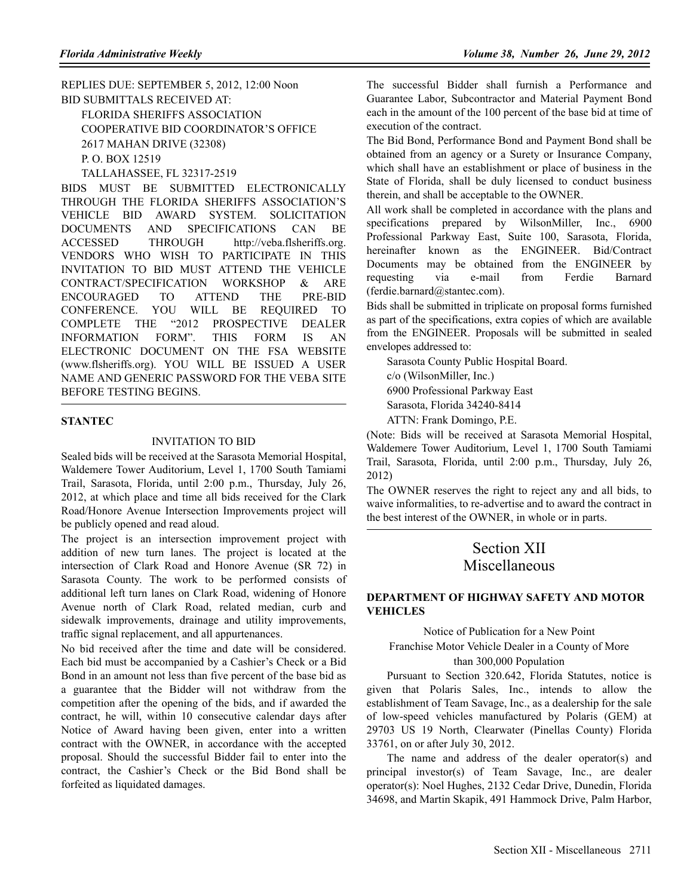REPLIES DUE: SEPTEMBER 5, 2012, 12:00 Noon

BID SUBMITTALS RECEIVED AT:

FLORIDA SHERIFFS ASSOCIATION
COOPERATIVE BID COORDINATOR'S OFFICE
2617 MAHAN DRIVE (32308)
P. O. BOX 12519
TALLAHASSEE, FL 32317-2519

BIDS MUST BE SUBMITTED ELECTRONICALLY THROUGH THE FLORIDA SHERIFFS ASSOCIATION'S VEHICLE BID AWARD SYSTEM. SOLICITATION DOCUMENTS AND SPECIFICATIONS CAN BE ACCESSED THROUGH http://veba.flsheriffs.org. VENDORS WHO WISH TO PARTICIPATE IN THIS INVITATION TO BID MUST ATTEND THE VEHICLE CONTRACT/SPECIFICATION WORKSHOP & ARE ENCOURAGED TO ATTEND THE PRE-BID CONFERENCE. YOU WILL BE REQUIRED TO COMPLETE THE "2012 PROSPECTIVE DEALER INFORMATION FORM". THIS FORM IS AN ELECTRONIC DOCUMENT ON THE FSA WEBSITE (www.flsheriffs.org). YOU WILL BE ISSUED A USER NAME AND GENERIC PASSWORD FOR THE VEBA SITE BEFORE TESTING BEGINS.

---

**STANTEC**

INVITATION TO BID

Sealed bids will be received at the Sarasota Memorial Hospital, Waldemere Tower Auditorium, Level 1, 1700 South Tamiami Trail, Sarasota, Florida, until 2:00 p.m., Thursday, July 26, 2012, at which place and time all bids received for the Clark Road/Honore Avenue Intersection Improvements project will be publicly opened and read aloud.

The project is an intersection improvement project with addition of new turn lanes. The project is located at the intersection of Clark Road and Honore Avenue (SR 72) in Sarasota County. The work to be performed consists of additional left turn lanes on Clark Road, widening of Honore Avenue north of Clark Road, related median, curb and sidewalk improvements, drainage and utility improvements, traffic signal replacement, and all appurtenances.

No bid received after the time and date will be considered. Each bid must be accompanied by a Cashier's Check or a Bid Bond in an amount not less than five percent of the base bid as a guarantee that the Bidder will not withdraw from the competition after the opening of the bids, and if awarded the contract, he will, within 10 consecutive calendar days after Notice of Award having been given, enter into a written contract with the OWNER, in accordance with the accepted proposal. Should the successful Bidder fail to enter into the contract, the Cashier's Check or the Bid Bond shall be forfeited as liquidated damages.

The successful Bidder shall furnish a Performance and Guarantee Labor, Subcontractor and Material Payment Bond each in the amount of the 100 percent of the base bid at time of execution of the contract.

The Bid Bond, Performance Bond and Payment Bond shall be obtained from an agency or a Surety or Insurance Company, which shall have an establishment or place of business in the State of Florida, shall be duly licensed to conduct business therein, and shall be acceptable to the OWNER.

All work shall be completed in accordance with the plans and specifications prepared by WilsonMiller, Inc., 6900 Professional Parkway East, Suite 100, Sarasota, Florida, hereinafter known as the ENGINEER. Bid/Contract Documents may be obtained from the ENGINEER by requesting via e-mail from Ferdie Barnard (ferdie.barnard@stantec.com).

Bids shall be submitted in triplicate on proposal forms furnished as part of the specifications, extra copies of which are available from the ENGINEER. Proposals will be submitted in sealed envelopes addressed to:

Sarasota County Public Hospital Board.
c/o (WilsonMiller, Inc.)
6900 Professional Parkway East
Sarasota, Florida 34240-8414
ATTN: Frank Domingo, P.E.

(Note: Bids will be received at Sarasota Memorial Hospital, Waldemere Tower Auditorium, Level 1, 1700 South Tamiami Trail, Sarasota, Florida, until 2:00 p.m., Thursday, July 26, 2012)

The OWNER reserves the right to reject any and all bids, to waive informalities, to re-advertise and to award the contract in the best interest of the OWNER, in whole or in parts.

---

# Section XII
# Miscellaneous

**DEPARTMENT OF HIGHWAY SAFETY AND MOTOR VEHICLES**

Notice of Publication for a New Point
Franchise Motor Vehicle Dealer in a County of More than 300,000 Population

Pursuant to Section 320.642, Florida Statutes, notice is given that Polaris Sales, Inc., intends to allow the establishment of Team Savage, Inc., as a dealership for the sale of low-speed vehicles manufactured by Polaris (GEM) at 29703 US 19 North, Clearwater (Pinellas County) Florida 33761, on or after July 30, 2012.

The name and address of the dealer operator(s) and principal investor(s) of Team Savage, Inc., are dealer operator(s): Noel Hughes, 2132 Cedar Drive, Dunedin, Florida 34698, and Martin Skapik, 491 Hammock Drive, Palm Harbor,